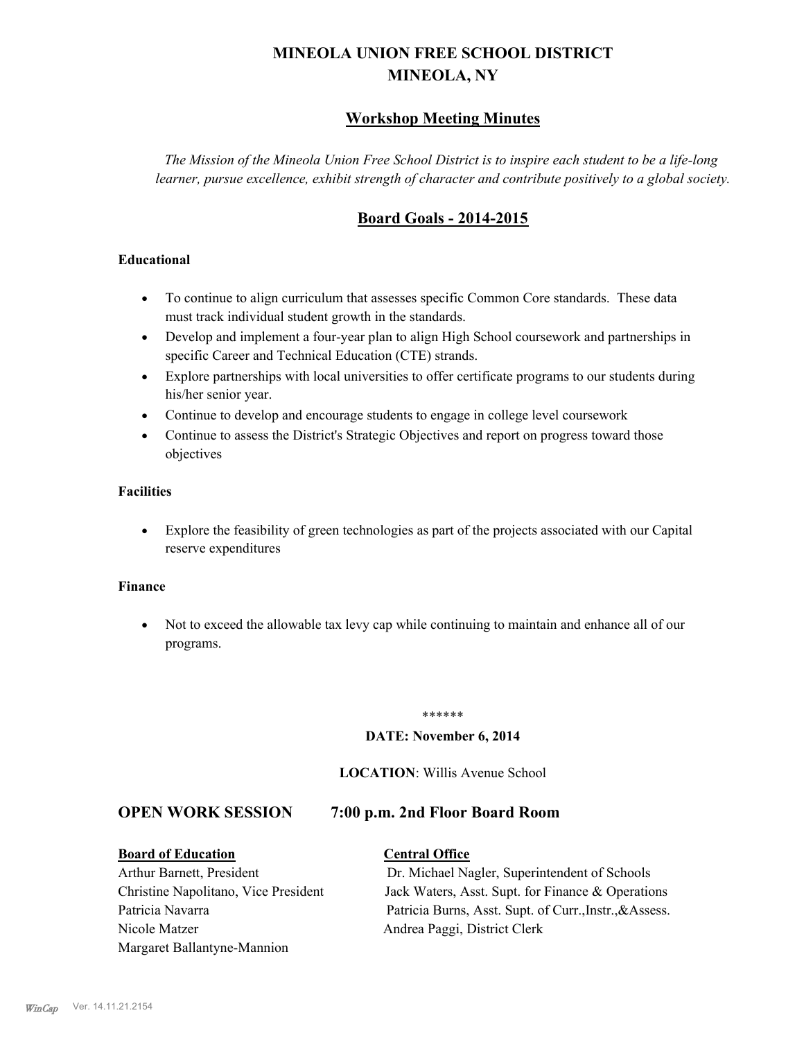# MINEOLA UNION FREE SCHOOL DISTRICT
# MINEOLA, NY

## Workshop Meeting Minutes

*The Mission of the Mineola Union Free School District is to inspire each student to be a life-long learner, pursue excellence, exhibit strength of character and contribute positively to a global society.*

## Board Goals - 2014-2015

**Educational**

- To continue to align curriculum that assesses specific Common Core standards. These data must track individual student growth in the standards.
- Develop and implement a four-year plan to align High School coursework and partnerships in specific Career and Technical Education (CTE) strands.
- Explore partnerships with local universities to offer certificate programs to our students during his/her senior year.
- Continue to develop and encourage students to engage in college level coursework
- Continue to assess the District's Strategic Objectives and report on progress toward those objectives

**Facilities**

- Explore the feasibility of green technologies as part of the projects associated with our Capital reserve expenditures

**Finance**

- Not to exceed the allowable tax levy cap while continuing to maintain and enhance all of our programs.

******

**DATE: November 6, 2014**

**LOCATION**: Willis Avenue School

## OPEN WORK SESSION 7:00 p.m. 2nd Floor Board Room

| **Board of Education** | **Central Office** |
|---|---|
| Arthur Barnett, President | Dr. Michael Nagler, Superintendent of Schools |
| Christine Napolitano, Vice President | Jack Waters, Asst. Supt. for Finance & Operations |
| Patricia Navarra | Patricia Burns, Asst. Supt. of Curr.,Instr.,&Assess. |
| Nicole Matzer | Andrea Paggi, District Clerk |
| Margaret Ballantyne-Mannion | |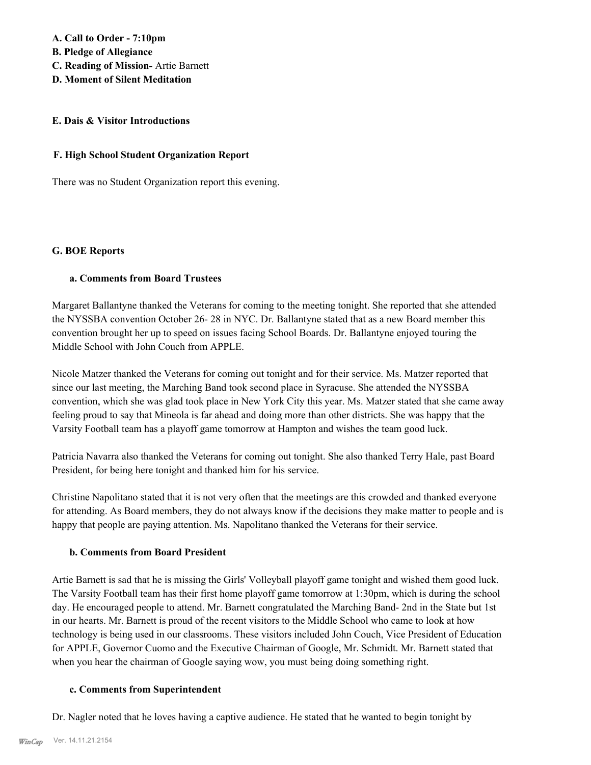**A. Call to Order - 7:10pm**
**B. Pledge of Allegiance**
**C. Reading of Mission-** Artie Barnett
**D. Moment of Silent Meditation**

**E. Dais & Visitor Introductions**

**F. High School Student Organization Report**

There was no Student Organization report this evening.

**G. BOE Reports**

**a. Comments from Board Trustees**

Margaret Ballantyne thanked the Veterans for coming to the meeting tonight. She reported that she attended the NYSSBA convention October 26- 28 in NYC. Dr. Ballantyne stated that as a new Board member this convention brought her up to speed on issues facing School Boards. Dr. Ballantyne enjoyed touring the Middle School with John Couch from APPLE.

Nicole Matzer thanked the Veterans for coming out tonight and for their service. Ms. Matzer reported that since our last meeting, the Marching Band took second place in Syracuse. She attended the NYSSBA convention, which she was glad took place in New York City this year. Ms. Matzer stated that she came away feeling proud to say that Mineola is far ahead and doing more than other districts. She was happy that the Varsity Football team has a playoff game tomorrow at Hampton and wishes the team good luck.

Patricia Navarra also thanked the Veterans for coming out tonight. She also thanked Terry Hale, past Board President, for being here tonight and thanked him for his service.

Christine Napolitano stated that it is not very often that the meetings are this crowded and thanked everyone for attending. As Board members, they do not always know if the decisions they make matter to people and is happy that people are paying attention. Ms. Napolitano thanked the Veterans for their service.

**b. Comments from Board President**

Artie Barnett is sad that he is missing the Girls' Volleyball playoff game tonight and wished them good luck. The Varsity Football team has their first home playoff game tomorrow at 1:30pm, which is during the school day. He encouraged people to attend. Mr. Barnett congratulated the Marching Band- 2nd in the State but 1st in our hearts. Mr. Barnett is proud of the recent visitors to the Middle School who came to look at how technology is being used in our classrooms. These visitors included John Couch, Vice President of Education for APPLE, Governor Cuomo and the Executive Chairman of Google, Mr. Schmidt. Mr. Barnett stated that when you hear the chairman of Google saying wow, you must being doing something right.

**c. Comments from Superintendent**

Dr. Nagler noted that he loves having a captive audience. He stated that he wanted to begin tonight by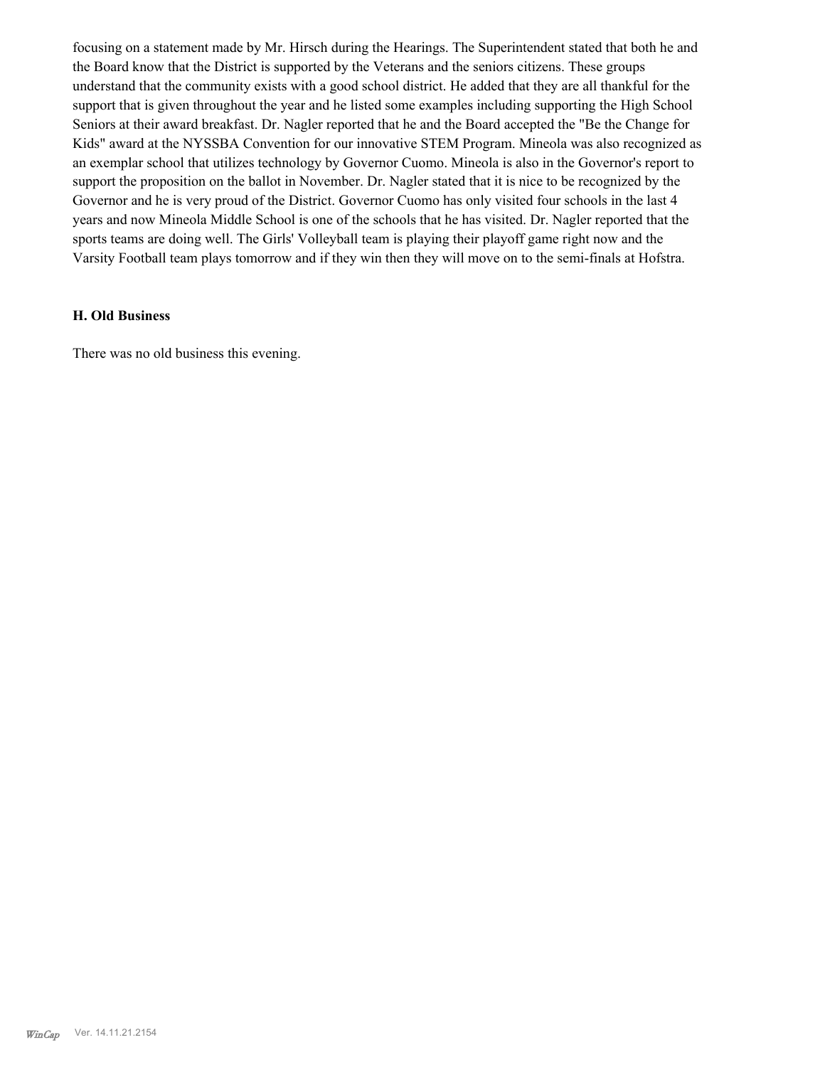focusing on a statement made by Mr. Hirsch during the Hearings. The Superintendent stated that both he and the Board know that the District is supported by the Veterans and the seniors citizens. These groups understand that the community exists with a good school district. He added that they are all thankful for the support that is given throughout the year and he listed some examples including supporting the High School Seniors at their award breakfast. Dr. Nagler reported that he and the Board accepted the "Be the Change for Kids" award at the NYSSBA Convention for our innovative STEM Program. Mineola was also recognized as an exemplar school that utilizes technology by Governor Cuomo. Mineola is also in the Governor's report to support the proposition on the ballot in November. Dr. Nagler stated that it is nice to be recognized by the Governor and he is very proud of the District. Governor Cuomo has only visited four schools in the last 4 years and now Mineola Middle School is one of the schools that he has visited. Dr. Nagler reported that the sports teams are doing well. The Girls' Volleyball team is playing their playoff game right now and the Varsity Football team plays tomorrow and if they win then they will move on to the semi-finals at Hofstra.

## H. Old Business

There was no old business this evening.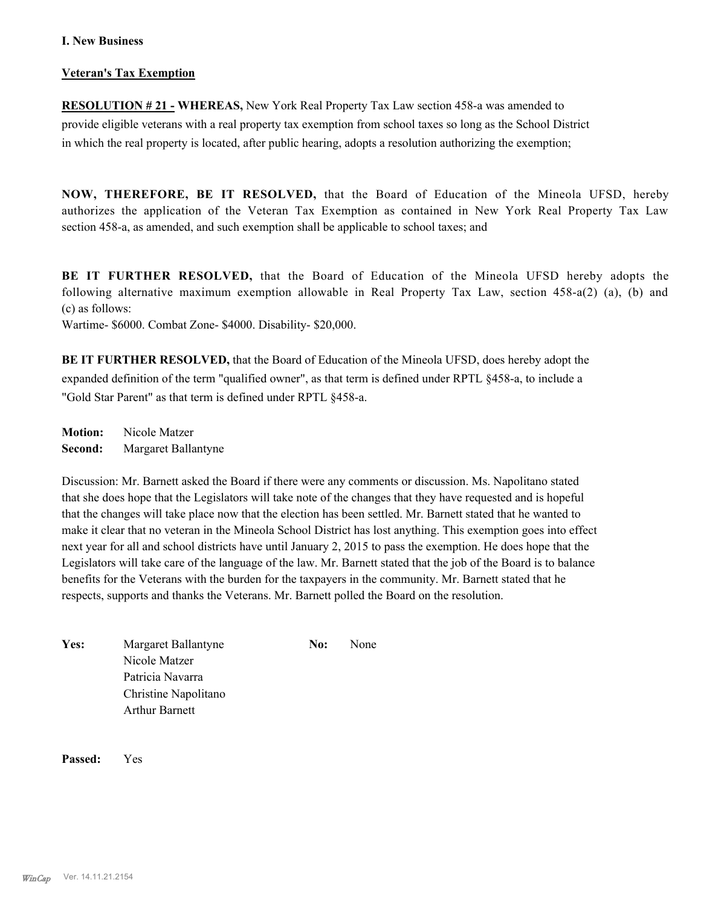**I. New Business**

**Veteran's Tax Exemption**

**RESOLUTION # 21 - WHEREAS,** New York Real Property Tax Law section 458-a was amended to provide eligible veterans with a real property tax exemption from school taxes so long as the School District in which the real property is located, after public hearing, adopts a resolution authorizing the exemption;

**NOW, THEREFORE, BE IT RESOLVED,** that the Board of Education of the Mineola UFSD, hereby authorizes the application of the Veteran Tax Exemption as contained in New York Real Property Tax Law section 458-a, as amended, and such exemption shall be applicable to school taxes; and

**BE IT FURTHER RESOLVED,** that the Board of Education of the Mineola UFSD hereby adopts the following alternative maximum exemption allowable in Real Property Tax Law, section 458-a(2) (a), (b) and (c) as follows:
Wartime- $6000. Combat Zone- $4000. Disability- $20,000.

**BE IT FURTHER RESOLVED,** that the Board of Education of the Mineola UFSD, does hereby adopt the expanded definition of the term "qualified owner", as that term is defined under RPTL §458-a, to include a "Gold Star Parent" as that term is defined under RPTL §458-a.

**Motion:** Nicole Matzer
**Second:** Margaret Ballantyne

Discussion: Mr. Barnett asked the Board if there were any comments or discussion. Ms. Napolitano stated that she does hope that the Legislators will take note of the changes that they have requested and is hopeful that the changes will take place now that the election has been settled. Mr. Barnett stated that he wanted to make it clear that no veteran in the Mineola School District has lost anything. This exemption goes into effect next year for all and school districts have until January 2, 2015 to pass the exemption. He does hope that the Legislators will take care of the language of the law. Mr. Barnett stated that the job of the Board is to balance benefits for the Veterans with the burden for the taxpayers in the community. Mr. Barnett stated that he respects, supports and thanks the Veterans. Mr. Barnett polled the Board on the resolution.

**Yes:** Margaret Ballantyne
Nicole Matzer
Patricia Navarra
Christine Napolitano
Arthur Barnett

**No:** None

**Passed:** Yes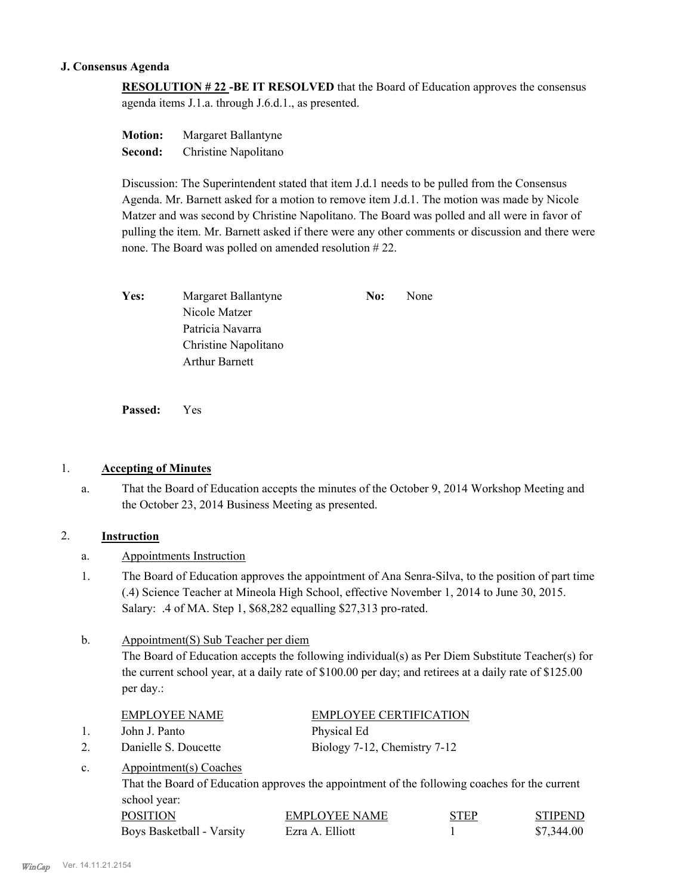### J. Consensus Agenda

**RESOLUTION # 22 -BE IT RESOLVED** that the Board of Education approves the consensus agenda items J.1.a. through J.6.d.1., as presented.

**Motion:** Margaret Ballantyne
**Second:** Christine Napolitano

Discussion: The Superintendent stated that item J.d.1 needs to be pulled from the Consensus Agenda. Mr. Barnett asked for a motion to remove item J.d.1. The motion was made by Nicole Matzer and was second by Christine Napolitano. The Board was polled and all were in favor of pulling the item. Mr. Barnett asked if there were any other comments or discussion and there were none. The Board was polled on amended resolution # 22.

**Yes:** Margaret Ballantyne, Nicole Matzer, Patricia Navarra, Christine Napolitano, Arthur Barnett

**No:** None

**Passed:** Yes

1. **Accepting of Minutes**
   a. That the Board of Education accepts the minutes of the October 9, 2014 Workshop Meeting and the October 23, 2014 Business Meeting as presented.

2. **Instruction**
   a. Appointments Instruction
   1. The Board of Education approves the appointment of Ana Senra-Silva, to the position of part time (.4) Science Teacher at Mineola High School, effective November 1, 2014 to June 30, 2015. Salary: .4 of MA. Step 1, $68,282 equalling $27,313 pro-rated.

   b. Appointment(S) Sub Teacher per diem
   The Board of Education accepts the following individual(s) as Per Diem Substitute Teacher(s) for the current school year, at a daily rate of $100.00 per day; and retirees at a daily rate of $125.00 per day.:

| | EMPLOYEE NAME | EMPLOYEE CERTIFICATION |
|---|---|---|
| 1. | John J. Panto | Physical Ed |
| 2. | Danielle S. Doucette | Biology 7-12, Chemistry 7-12 |

   c. Appointment(s) Coaches
   That the Board of Education approves the appointment of the following coaches for the current school year:

| POSITION | EMPLOYEE NAME | STEP | STIPEND |
|---|---|---|---|
| Boys Basketball - Varsity | Ezra A. Elliott | 1 | $7,344.00 |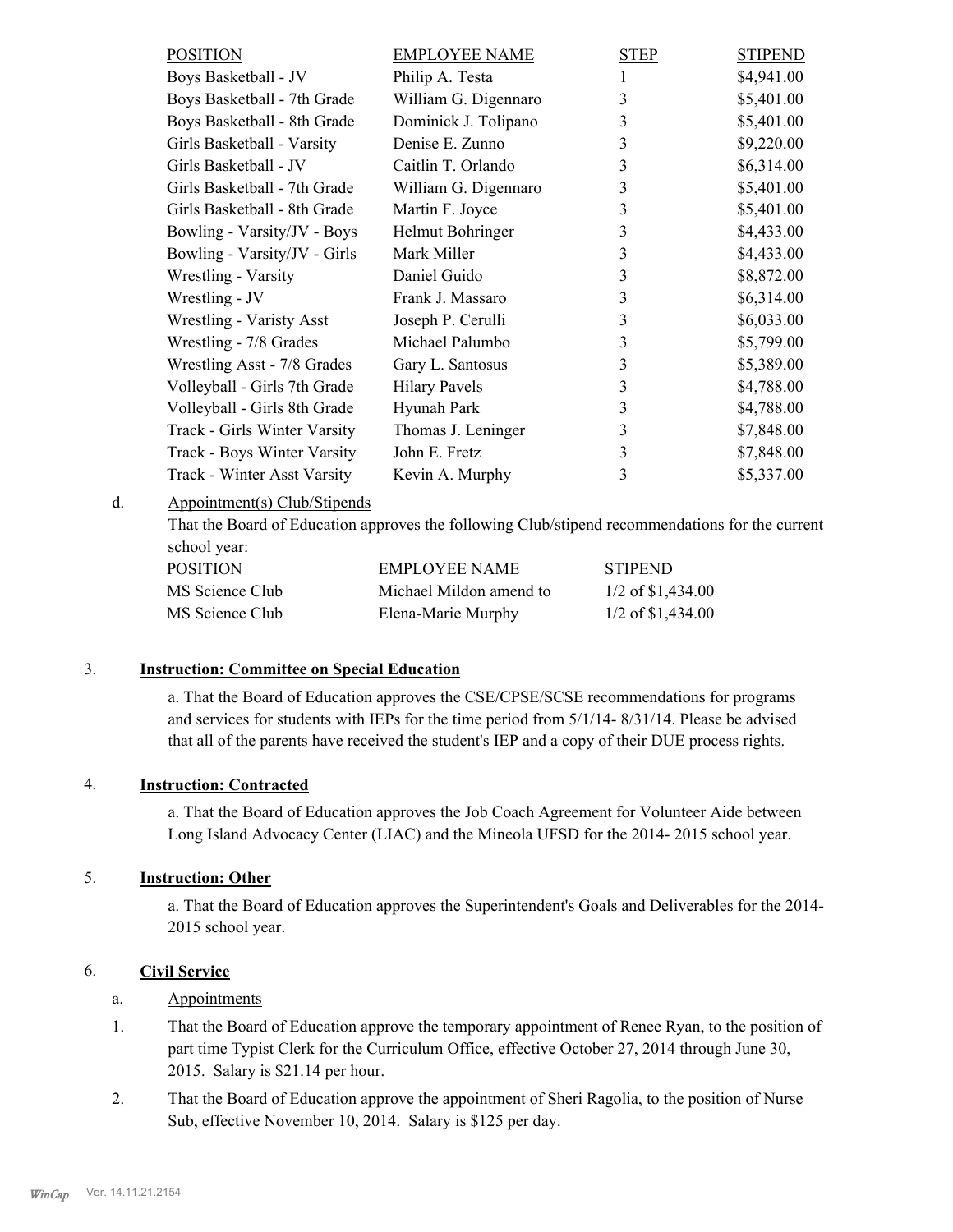| POSITION | EMPLOYEE NAME | STEP | STIPEND |
|---|---|---|---|
| Boys Basketball - JV | Philip A. Testa | 1 | $4,941.00 |
| Boys Basketball - 7th Grade | William G. Digennaro | 3 | $5,401.00 |
| Boys Basketball - 8th Grade | Dominick J. Tolipano | 3 | $5,401.00 |
| Girls Basketball - Varsity | Denise E. Zunno | 3 | $9,220.00 |
| Girls Basketball - JV | Caitlin T. Orlando | 3 | $6,314.00 |
| Girls Basketball - 7th Grade | William G. Digennaro | 3 | $5,401.00 |
| Girls Basketball - 8th Grade | Martin F. Joyce | 3 | $5,401.00 |
| Bowling - Varsity/JV - Boys | Helmut Bohringer | 3 | $4,433.00 |
| Bowling - Varsity/JV - Girls | Mark Miller | 3 | $4,433.00 |
| Wrestling - Varsity | Daniel Guido | 3 | $8,872.00 |
| Wrestling - JV | Frank J. Massaro | 3 | $6,314.00 |
| Wrestling - Varisty Asst | Joseph P. Cerulli | 3 | $6,033.00 |
| Wrestling - 7/8 Grades | Michael Palumbo | 3 | $5,799.00 |
| Wrestling Asst - 7/8 Grades | Gary L. Santosus | 3 | $5,389.00 |
| Volleyball - Girls 7th Grade | Hilary Pavels | 3 | $4,788.00 |
| Volleyball - Girls 8th Grade | Hyunah Park | 3 | $4,788.00 |
| Track - Girls Winter Varsity | Thomas J. Leninger | 3 | $7,848.00 |
| Track - Boys Winter Varsity | John E. Fretz | 3 | $7,848.00 |
| Track - Winter Asst Varsity | Kevin A. Murphy | 3 | $5,337.00 |

d. Appointment(s) Club/Stipends

That the Board of Education approves the following Club/stipend recommendations for the current school year:

| POSITION | EMPLOYEE NAME | STIPEND |
|---|---|---|
| MS Science Club | Michael Mildon amend to | 1/2 of $1,434.00 |
| MS Science Club | Elena-Marie Murphy | 1/2 of $1,434.00 |

3. **Instruction: Committee on Special Education**

a. That the Board of Education approves the CSE/CPSE/SCSE recommendations for programs and services for students with IEPs for the time period from 5/1/14- 8/31/14. Please be advised that all of the parents have received the student's IEP and a copy of their DUE process rights.

4. **Instruction: Contracted**

a. That the Board of Education approves the Job Coach Agreement for Volunteer Aide between Long Island Advocacy Center (LIAC) and the Mineola UFSD for the 2014- 2015 school year.

5. **Instruction: Other**

a. That the Board of Education approves the Superintendent's Goals and Deliverables for the 2014-2015 school year.

6. **Civil Service**

a. Appointments

1. That the Board of Education approve the temporary appointment of Renee Ryan, to the position of part time Typist Clerk for the Curriculum Office, effective October 27, 2014 through June 30, 2015. Salary is $21.14 per hour.
2. That the Board of Education approve the appointment of Sheri Ragolia, to the position of Nurse Sub, effective November 10, 2014. Salary is $125 per day.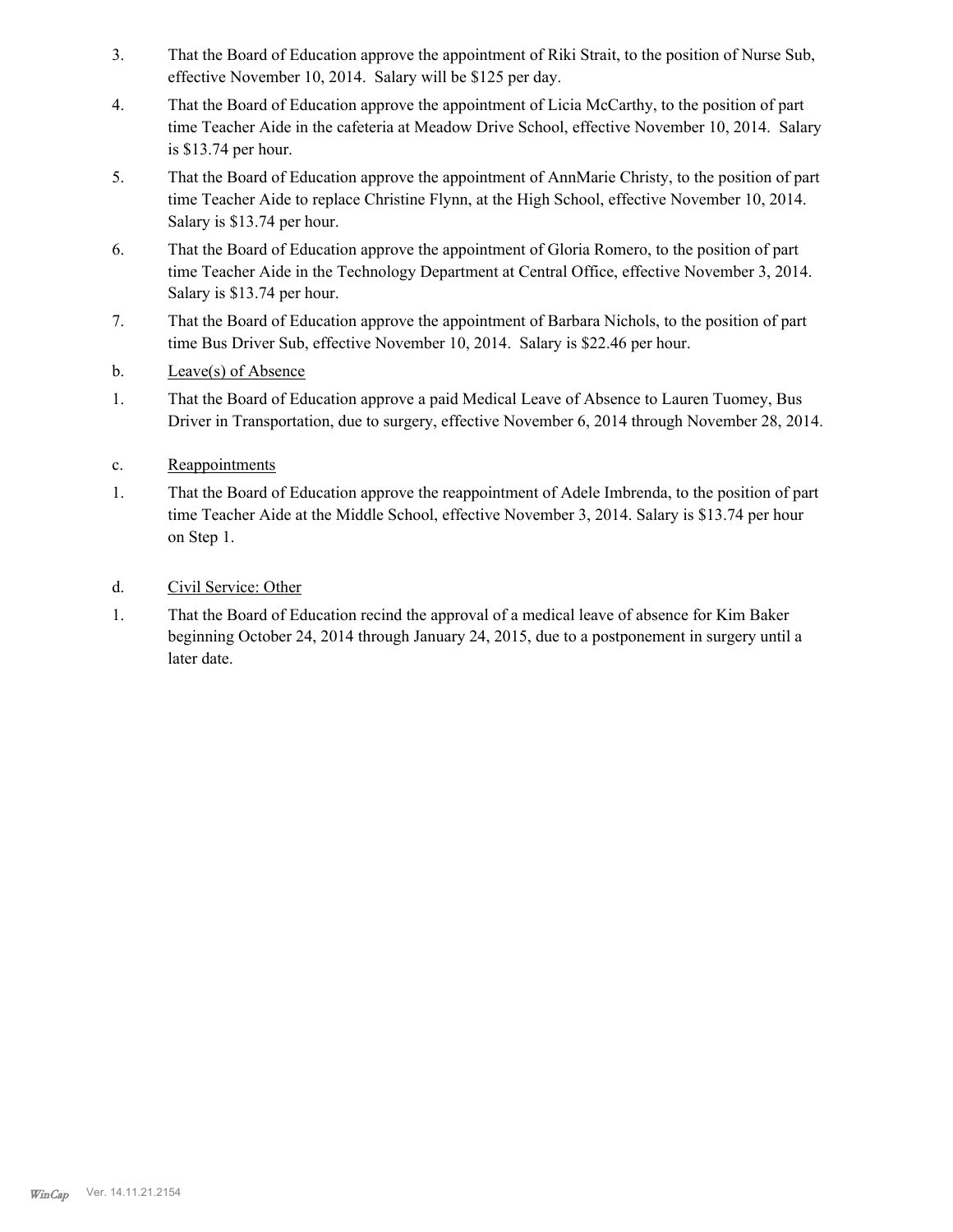3. That the Board of Education approve the appointment of Riki Strait, to the position of Nurse Sub, effective November 10, 2014. Salary will be $125 per day.

4. That the Board of Education approve the appointment of Licia McCarthy, to the position of part time Teacher Aide in the cafeteria at Meadow Drive School, effective November 10, 2014. Salary is $13.74 per hour.

5. That the Board of Education approve the appointment of AnnMarie Christy, to the position of part time Teacher Aide to replace Christine Flynn, at the High School, effective November 10, 2014. Salary is $13.74 per hour.

6. That the Board of Education approve the appointment of Gloria Romero, to the position of part time Teacher Aide in the Technology Department at Central Office, effective November 3, 2014. Salary is $13.74 per hour.

7. That the Board of Education approve the appointment of Barbara Nichols, to the position of part time Bus Driver Sub, effective November 10, 2014. Salary is $22.46 per hour.

b. Leave(s) of Absence

1. That the Board of Education approve a paid Medical Leave of Absence to Lauren Tuomey, Bus Driver in Transportation, due to surgery, effective November 6, 2014 through November 28, 2014.

c. Reappointments

1. That the Board of Education approve the reappointment of Adele Imbrenda, to the position of part time Teacher Aide at the Middle School, effective November 3, 2014. Salary is $13.74 per hour on Step 1.

d. Civil Service: Other

1. That the Board of Education recind the approval of a medical leave of absence for Kim Baker beginning October 24, 2014 through January 24, 2015, due to a postponement in surgery until a later date.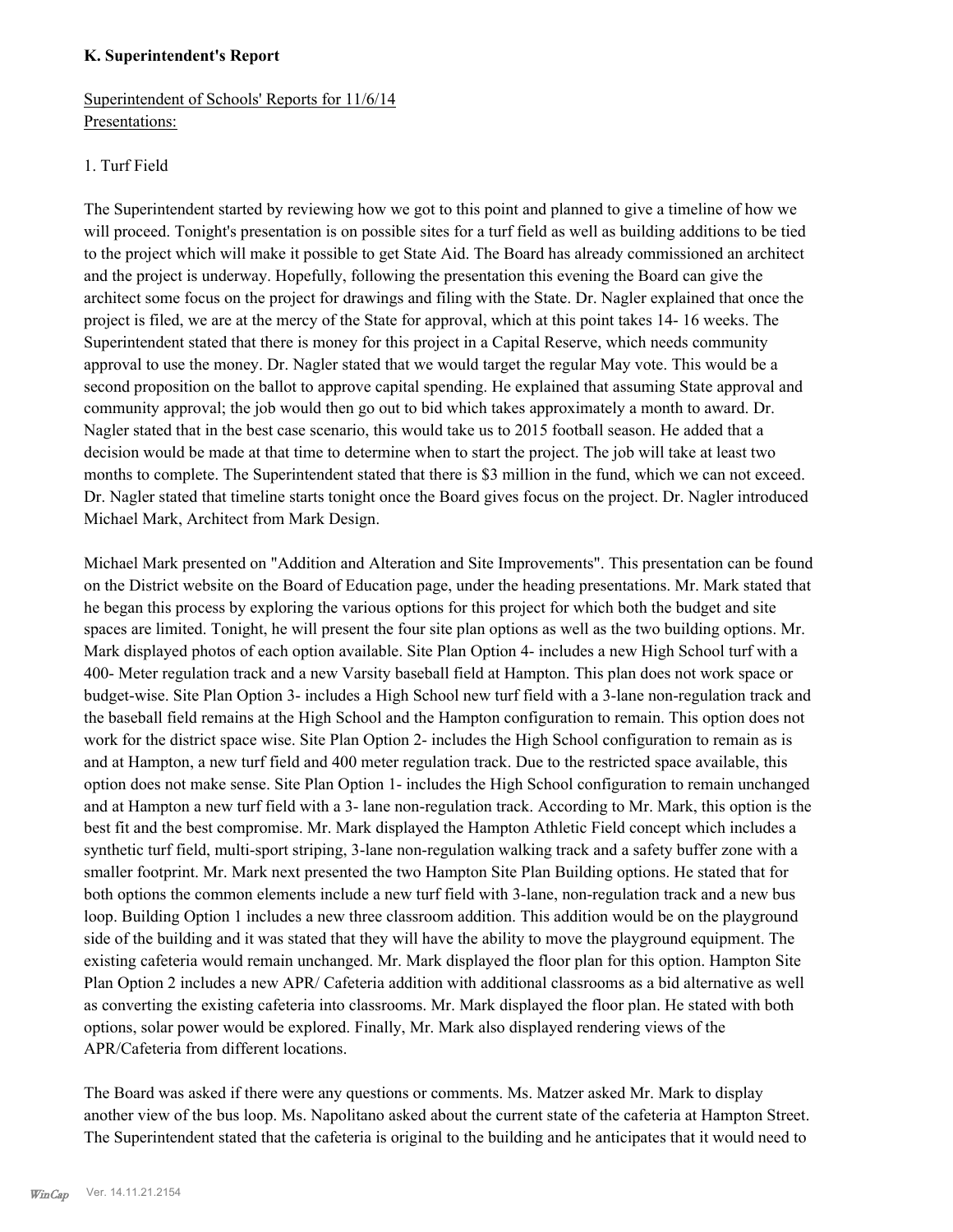**K. Superintendent's Report**

Superintendent of Schools' Reports for 11/6/14
Presentations:

1. Turf Field

The Superintendent started by reviewing how we got to this point and planned to give a timeline of how we will proceed. Tonight's presentation is on possible sites for a turf field as well as building additions to be tied to the project which will make it possible to get State Aid. The Board has already commissioned an architect and the project is underway. Hopefully, following the presentation this evening the Board can give the architect some focus on the project for drawings and filing with the State. Dr. Nagler explained that once the project is filed, we are at the mercy of the State for approval, which at this point takes 14- 16 weeks. The Superintendent stated that there is money for this project in a Capital Reserve, which needs community approval to use the money. Dr. Nagler stated that we would target the regular May vote. This would be a second proposition on the ballot to approve capital spending. He explained that assuming State approval and community approval; the job would then go out to bid which takes approximately a month to award. Dr. Nagler stated that in the best case scenario, this would take us to 2015 football season. He added that a decision would be made at that time to determine when to start the project. The job will take at least two months to complete. The Superintendent stated that there is $3 million in the fund, which we can not exceed. Dr. Nagler stated that timeline starts tonight once the Board gives focus on the project. Dr. Nagler introduced Michael Mark, Architect from Mark Design.

Michael Mark presented on "Addition and Alteration and Site Improvements". This presentation can be found on the District website on the Board of Education page, under the heading presentations. Mr. Mark stated that he began this process by exploring the various options for this project for which both the budget and site spaces are limited. Tonight, he will present the four site plan options as well as the two building options. Mr. Mark displayed photos of each option available. Site Plan Option 4- includes a new High School turf with a 400- Meter regulation track and a new Varsity baseball field at Hampton. This plan does not work space or budget-wise. Site Plan Option 3- includes a High School new turf field with a 3-lane non-regulation track and the baseball field remains at the High School and the Hampton configuration to remain. This option does not work for the district space wise. Site Plan Option 2- includes the High School configuration to remain as is and at Hampton, a new turf field and 400 meter regulation track. Due to the restricted space available, this option does not make sense. Site Plan Option 1- includes the High School configuration to remain unchanged and at Hampton a new turf field with a 3- lane non-regulation track. According to Mr. Mark, this option is the best fit and the best compromise. Mr. Mark displayed the Hampton Athletic Field concept which includes a synthetic turf field, multi-sport striping, 3-lane non-regulation walking track and a safety buffer zone with a smaller footprint. Mr. Mark next presented the two Hampton Site Plan Building options. He stated that for both options the common elements include a new turf field with 3-lane, non-regulation track and a new bus loop. Building Option 1 includes a new three classroom addition. This addition would be on the playground side of the building and it was stated that they will have the ability to move the playground equipment. The existing cafeteria would remain unchanged. Mr. Mark displayed the floor plan for this option. Hampton Site Plan Option 2 includes a new APR/ Cafeteria addition with additional classrooms as a bid alternative as well as converting the existing cafeteria into classrooms. Mr. Mark displayed the floor plan. He stated with both options, solar power would be explored. Finally, Mr. Mark also displayed rendering views of the APR/Cafeteria from different locations.

The Board was asked if there were any questions or comments. Ms. Matzer asked Mr. Mark to display another view of the bus loop. Ms. Napolitano asked about the current state of the cafeteria at Hampton Street. The Superintendent stated that the cafeteria is original to the building and he anticipates that it would need to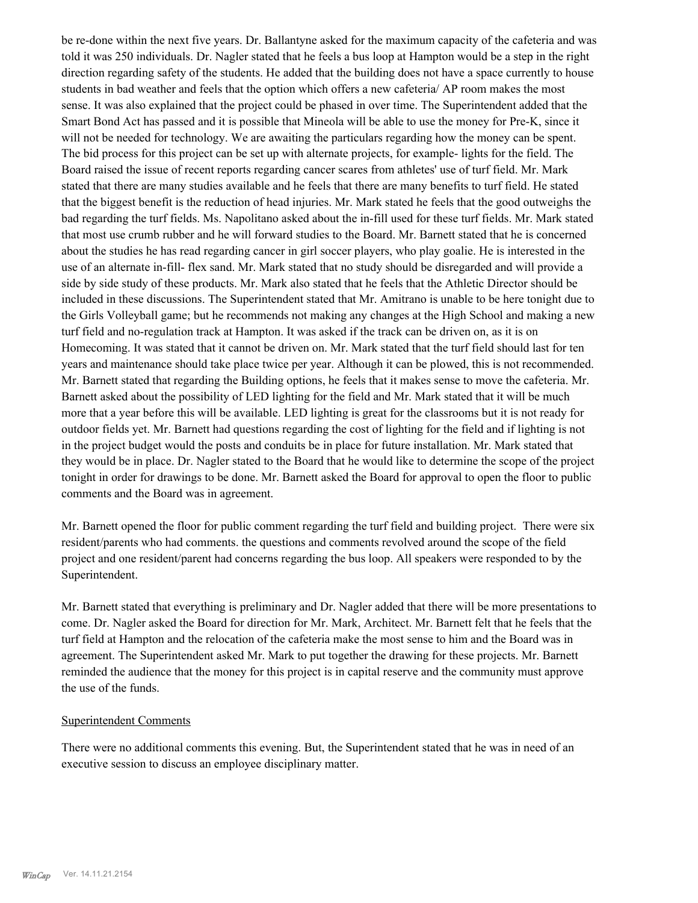be re-done within the next five years. Dr. Ballantyne asked for the maximum capacity of the cafeteria and was told it was 250 individuals. Dr. Nagler stated that he feels a bus loop at Hampton would be a step in the right direction regarding safety of the students. He added that the building does not have a space currently to house students in bad weather and feels that the option which offers a new cafeteria/ AP room makes the most sense. It was also explained that the project could be phased in over time. The Superintendent added that the Smart Bond Act has passed and it is possible that Mineola will be able to use the money for Pre-K, since it will not be needed for technology. We are awaiting the particulars regarding how the money can be spent. The bid process for this project can be set up with alternate projects, for example- lights for the field. The Board raised the issue of recent reports regarding cancer scares from athletes' use of turf field. Mr. Mark stated that there are many studies available and he feels that there are many benefits to turf field. He stated that the biggest benefit is the reduction of head injuries. Mr. Mark stated he feels that the good outweighs the bad regarding the turf fields. Ms. Napolitano asked about the in-fill used for these turf fields. Mr. Mark stated that most use crumb rubber and he will forward studies to the Board. Mr. Barnett stated that he is concerned about the studies he has read regarding cancer in girl soccer players, who play goalie. He is interested in the use of an alternate in-fill- flex sand. Mr. Mark stated that no study should be disregarded and will provide a side by side study of these products. Mr. Mark also stated that he feels that the Athletic Director should be included in these discussions. The Superintendent stated that Mr. Amitrano is unable to be here tonight due to the Girls Volleyball game; but he recommends not making any changes at the High School and making a new turf field and no-regulation track at Hampton. It was asked if the track can be driven on, as it is on Homecoming. It was stated that it cannot be driven on. Mr. Mark stated that the turf field should last for ten years and maintenance should take place twice per year. Although it can be plowed, this is not recommended. Mr. Barnett stated that regarding the Building options, he feels that it makes sense to move the cafeteria. Mr. Barnett asked about the possibility of LED lighting for the field and Mr. Mark stated that it will be much more that a year before this will be available. LED lighting is great for the classrooms but it is not ready for outdoor fields yet. Mr. Barnett had questions regarding the cost of lighting for the field and if lighting is not in the project budget would the posts and conduits be in place for future installation. Mr. Mark stated that they would be in place. Dr. Nagler stated to the Board that he would like to determine the scope of the project tonight in order for drawings to be done. Mr. Barnett asked the Board for approval to open the floor to public comments and the Board was in agreement.

Mr. Barnett opened the floor for public comment regarding the turf field and building project. There were six resident/parents who had comments. the questions and comments revolved around the scope of the field project and one resident/parent had concerns regarding the bus loop. All speakers were responded to by the Superintendent.

Mr. Barnett stated that everything is preliminary and Dr. Nagler added that there will be more presentations to come. Dr. Nagler asked the Board for direction for Mr. Mark, Architect. Mr. Barnett felt that he feels that the turf field at Hampton and the relocation of the cafeteria make the most sense to him and the Board was in agreement. The Superintendent asked Mr. Mark to put together the drawing for these projects. Mr. Barnett reminded the audience that the money for this project is in capital reserve and the community must approve the use of the funds.

Superintendent Comments

There were no additional comments this evening. But, the Superintendent stated that he was in need of an executive session to discuss an employee disciplinary matter.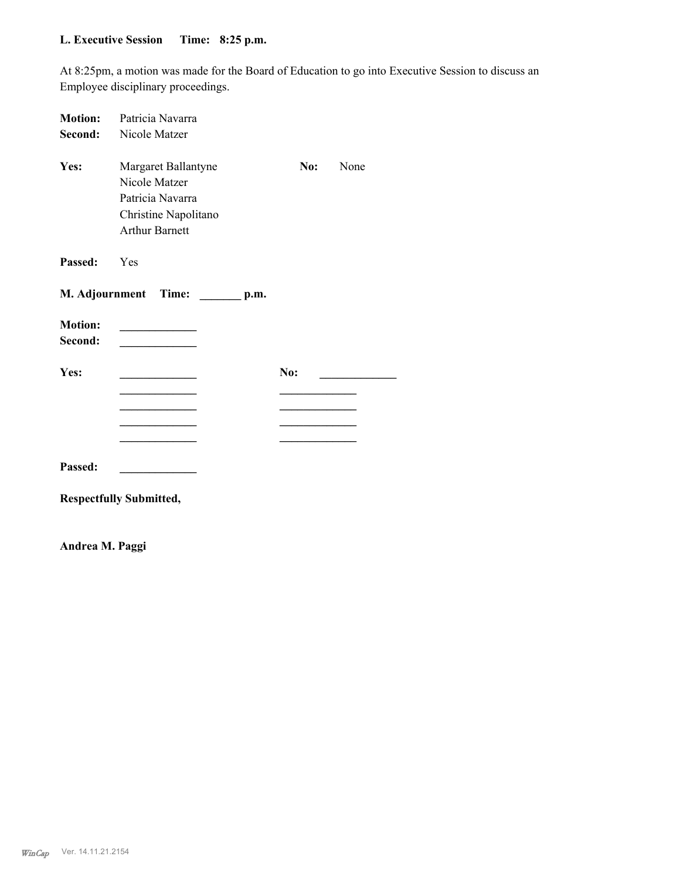**L. Executive Session      Time:   8:25 p.m.**

At 8:25pm, a motion was made for the Board of Education to go into Executive Session to discuss an Employee disciplinary proceedings.

**Motion:** Patricia Navarra
**Second:** Nicole Matzer

| | | | |
|---|---|---|---|
| **Yes:** | Margaret Ballantyne | **No:** | None |
| | Nicole Matzer | | |
| | Patricia Navarra | | |
| | Christine Napolitano | | |
| | Arthur Barnett | | |

**Passed:** Yes

**M. Adjournment     Time:   _______ p.m.**

**Motion:** _____________
**Second:** _____________

| | | | |
|---|---|---|---|
| **Yes:** | _____________ | **No:** | _____________ |
| | _____________ | _____________ | |
| | _____________ | _____________ | |
| | _____________ | _____________ | |
| | _____________ | _____________ | |

**Passed:** _____________

**Respectfully Submitted,**

**Andrea M. Paggi**